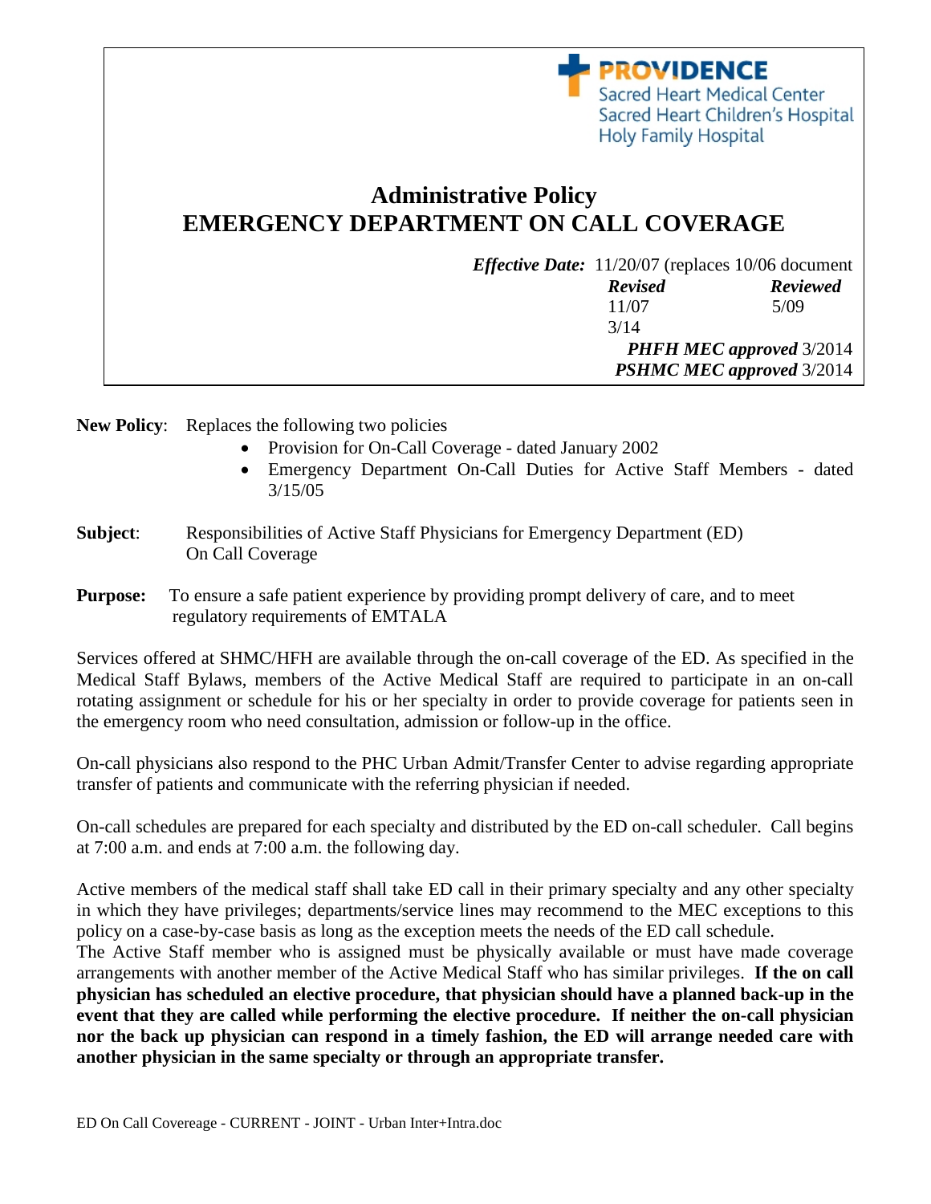PROVIDENCE
Sacred Heart Medical Center
Sacred Heart Children's Hospital
Holy Family Hospital

# Administrative Policy
# EMERGENCY DEPARTMENT ON CALL COVERAGE

***Effective Date:*** 11/20/07 (replaces 10/06 document

| ***Revised*** | ***Reviewed*** |
|---|---|
| 11/07 | 5/09 |
| 3/14 | |

***PHFH MEC approved*** 3/2014
***PSHMC MEC approved*** 3/2014

**New Policy**: Replaces the following two policies

- Provision for On-Call Coverage - dated January 2002
- Emergency Department On-Call Duties for Active Staff Members - dated 3/15/05

**Subject**: Responsibilities of Active Staff Physicians for Emergency Department (ED) On Call Coverage

**Purpose:** To ensure a safe patient experience by providing prompt delivery of care, and to meet regulatory requirements of EMTALA

Services offered at SHMC/HFH are available through the on-call coverage of the ED. As specified in the Medical Staff Bylaws, members of the Active Medical Staff are required to participate in an on-call rotating assignment or schedule for his or her specialty in order to provide coverage for patients seen in the emergency room who need consultation, admission or follow-up in the office.

On-call physicians also respond to the PHC Urban Admit/Transfer Center to advise regarding appropriate transfer of patients and communicate with the referring physician if needed.

On-call schedules are prepared for each specialty and distributed by the ED on-call scheduler. Call begins at 7:00 a.m. and ends at 7:00 a.m. the following day.

Active members of the medical staff shall take ED call in their primary specialty and any other specialty in which they have privileges; departments/service lines may recommend to the MEC exceptions to this policy on a case-by-case basis as long as the exception meets the needs of the ED call schedule.
The Active Staff member who is assigned must be physically available or must have made coverage arrangements with another member of the Active Medical Staff who has similar privileges. **If the on call physician has scheduled an elective procedure, that physician should have a planned back-up in the event that they are called while performing the elective procedure. If neither the on-call physician nor the back up physician can respond in a timely fashion, the ED will arrange needed care with another physician in the same specialty or through an appropriate transfer.**

ED On Call Covereage - CURRENT - JOINT - Urban Inter+Intra.doc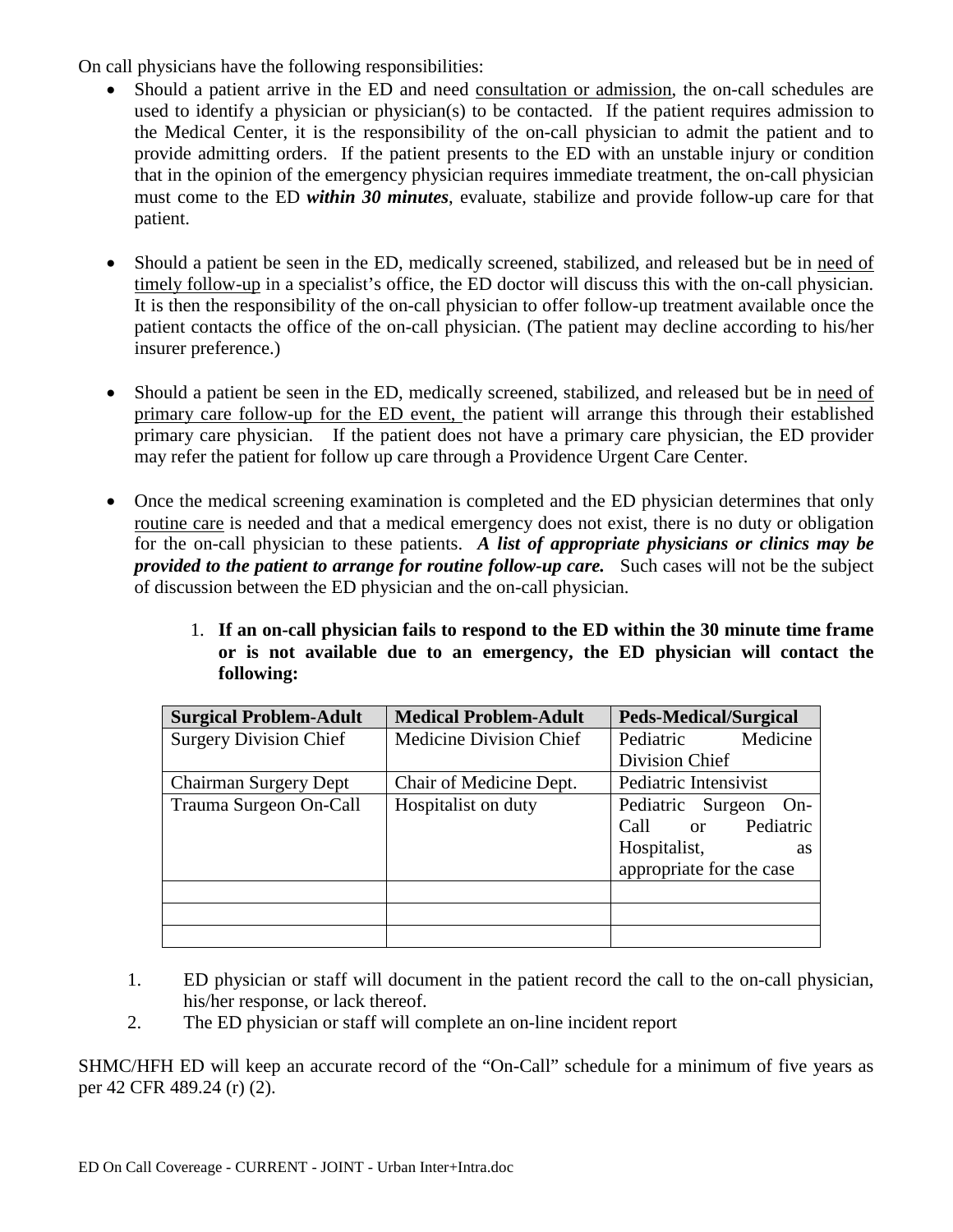On call physicians have the following responsibilities:

- Should a patient arrive in the ED and need consultation or admission, the on-call schedules are used to identify a physician or physician(s) to be contacted. If the patient requires admission to the Medical Center, it is the responsibility of the on-call physician to admit the patient and to provide admitting orders. If the patient presents to the ED with an unstable injury or condition that in the opinion of the emergency physician requires immediate treatment, the on-call physician must come to the ED ***within 30 minutes***, evaluate, stabilize and provide follow-up care for that patient.

- Should a patient be seen in the ED, medically screened, stabilized, and released but be in need of timely follow-up in a specialist's office, the ED doctor will discuss this with the on-call physician. It is then the responsibility of the on-call physician to offer follow-up treatment available once the patient contacts the office of the on-call physician. (The patient may decline according to his/her insurer preference.)

- Should a patient be seen in the ED, medically screened, stabilized, and released but be in need of primary care follow-up for the ED event, the patient will arrange this through their established primary care physician. If the patient does not have a primary care physician, the ED provider may refer the patient for follow up care through a Providence Urgent Care Center.

- Once the medical screening examination is completed and the ED physician determines that only routine care is needed and that a medical emergency does not exist, there is no duty or obligation for the on-call physician to these patients. ***A list of appropriate physicians or clinics may be provided to the patient to arrange for routine follow-up care.*** Such cases will not be the subject of discussion between the ED physician and the on-call physician.

1. **If an on-call physician fails to respond to the ED within the 30 minute time frame or is not available due to an emergency, the ED physician will contact the following:**

| Surgical Problem-Adult | Medical Problem-Adult | Peds-Medical/Surgical |
|---|---|---|
| Surgery Division Chief | Medicine Division Chief | Pediatric Medicine Division Chief |
| Chairman Surgery Dept | Chair of Medicine Dept. | Pediatric Intensivist |
| Trauma Surgeon On-Call | Hospitalist on duty | Pediatric Surgeon On-Call or Pediatric Hospitalist, as appropriate for the case |
| | | |
| | | |
| | | |

1. ED physician or staff will document in the patient record the call to the on-call physician, his/her response, or lack thereof.
2. The ED physician or staff will complete an on-line incident report

SHMC/HFH ED will keep an accurate record of the "On-Call" schedule for a minimum of five years as per 42 CFR 489.24 (r) (2).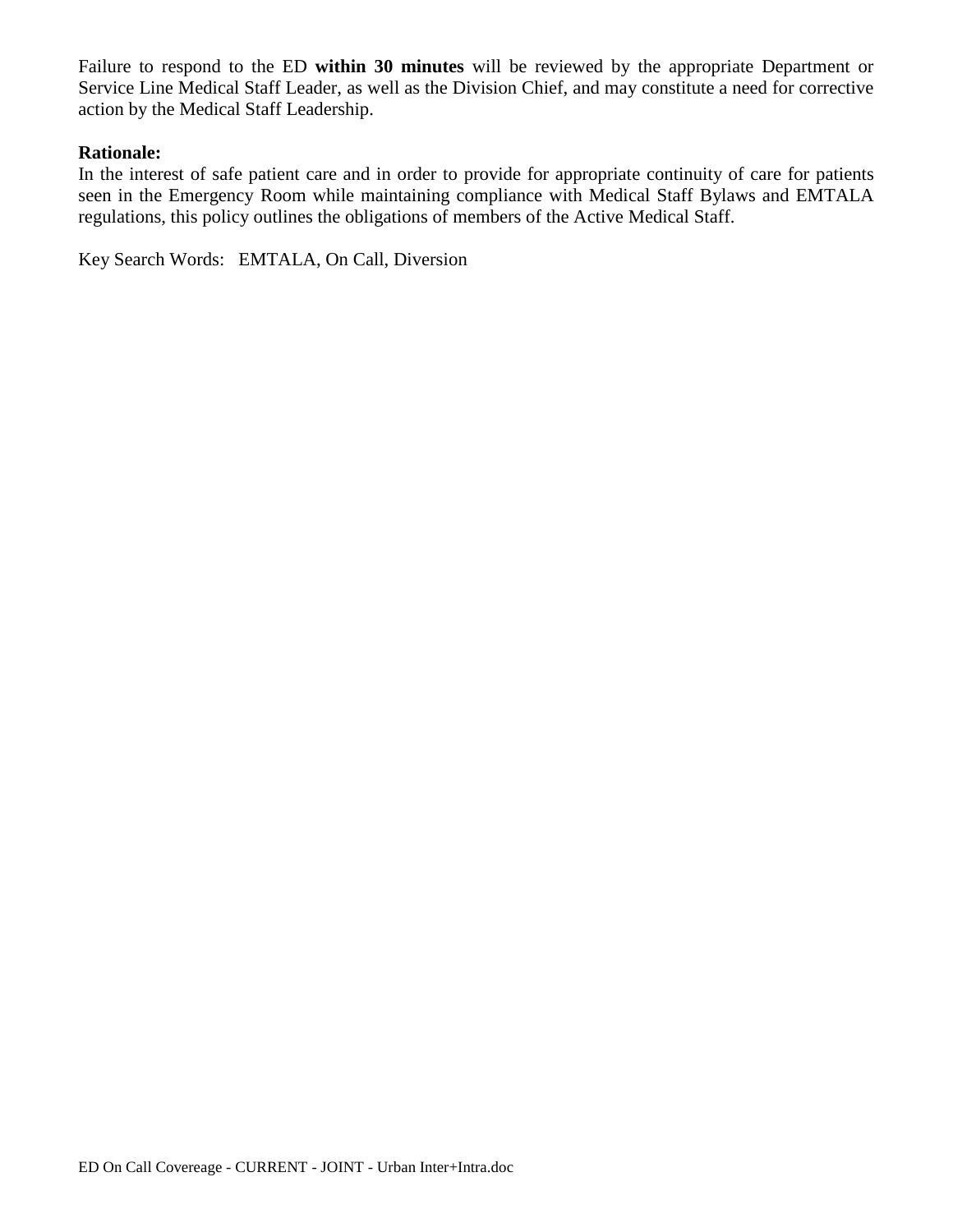Failure to respond to the ED **within 30 minutes** will be reviewed by the appropriate Department or Service Line Medical Staff Leader, as well as the Division Chief, and may constitute a need for corrective action by the Medical Staff Leadership.

**Rationale:**
In the interest of safe patient care and in order to provide for appropriate continuity of care for patients seen in the Emergency Room while maintaining compliance with Medical Staff Bylaws and EMTALA regulations, this policy outlines the obligations of members of the Active Medical Staff.

Key Search Words: EMTALA, On Call, Diversion